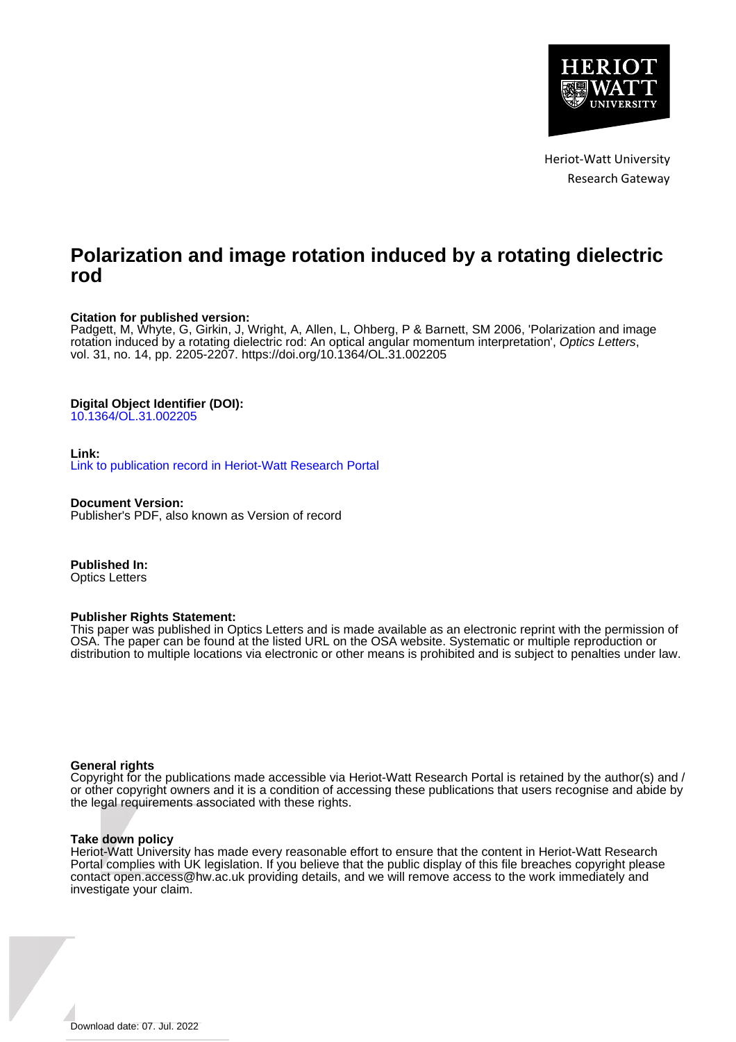Heriot-Watt University
Research Gateway

# Polarization and image rotation induced by a rotating dielectric rod

**Citation for published version:**
Padgett, M, Whyte, G, Girkin, J, Wright, A, Allen, L, Ohberg, P & Barnett, SM 2006, 'Polarization and image rotation induced by a rotating dielectric rod: An optical angular momentum interpretation', *Optics Letters*, vol. 31, no. 14, pp. 2205-2207. https://doi.org/10.1364/OL.31.002205

**Digital Object Identifier (DOI):**
10.1364/OL.31.002205

**Link:**
Link to publication record in Heriot-Watt Research Portal

**Document Version:**
Publisher's PDF, also known as Version of record

**Published In:**
Optics Letters

**Publisher Rights Statement:**
This paper was published in Optics Letters and is made available as an electronic reprint with the permission of OSA. The paper can be found at the listed URL on the OSA website. Systematic or multiple reproduction or distribution to multiple locations via electronic or other means is prohibited and is subject to penalties under law.

**General rights**
Copyright for the publications made accessible via Heriot-Watt Research Portal is retained by the author(s) and / or other copyright owners and it is a condition of accessing these publications that users recognise and abide by the legal requirements associated with these rights.

**Take down policy**
Heriot-Watt University has made every reasonable effort to ensure that the content in Heriot-Watt Research Portal complies with UK legislation. If you believe that the public display of this file breaches copyright please contact open.access@hw.ac.uk providing details, and we will remove access to the work immediately and investigate your claim.

Download date: 07. Jul. 2022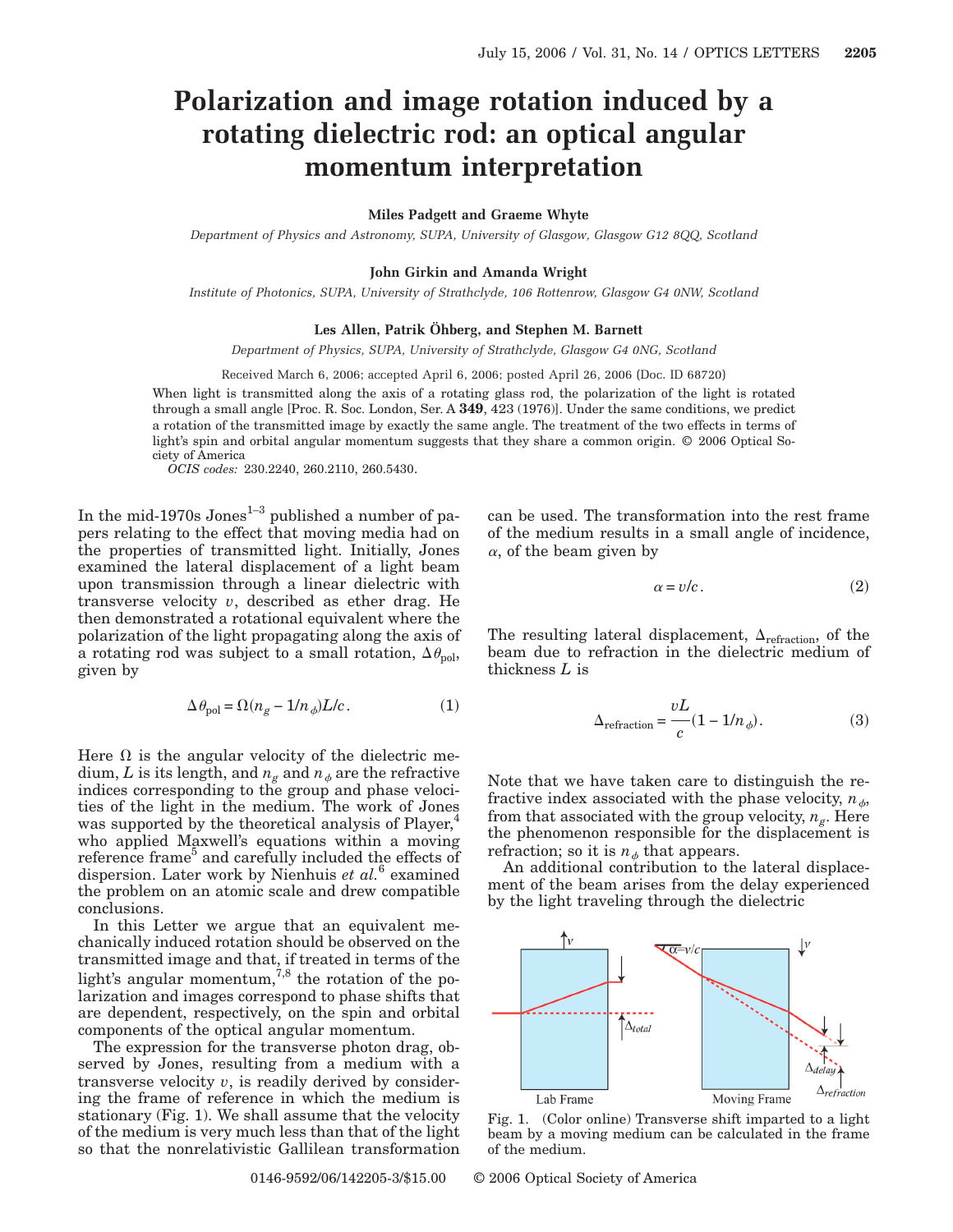# Polarization and image rotation induced by a rotating dielectric rod: an optical angular momentum interpretation

**Miles Padgett and Graeme Whyte**

*Department of Physics and Astronomy, SUPA, University of Glasgow, Glasgow G12 8QQ, Scotland*

**John Girkin and Amanda Wright**

*Institute of Photonics, SUPA, University of Strathclyde, 106 Rottenrow, Glasgow G4 0NW, Scotland*

**Les Allen, Patrik Öhberg, and Stephen M. Barnett**

*Department of Physics, SUPA, University of Strathclyde, Glasgow G4 0NG, Scotland*

Received March 6, 2006; accepted April 6, 2006; posted April 26, 2006 (Doc. ID 68720)

When light is transmitted along the axis of a rotating glass rod, the polarization of the light is rotated through a small angle [Proc. R. Soc. London, Ser. A **349**, 423 (1976)]. Under the same conditions, we predict a rotation of the transmitted image by exactly the same angle. The treatment of the two effects in terms of light's spin and orbital angular momentum suggests that they share a common origin. © 2006 Optical Society of America

*OCIS codes:* 230.2240, 260.2110, 260.5430.

In the mid-1970s Jones[1–3] published a number of papers relating to the effect that moving media had on the properties of transmitted light. Initially, Jones examined the lateral displacement of a light beam upon transmission through a linear dielectric with transverse velocity $v$, described as ether drag. He then demonstrated a rotational equivalent where the polarization of the light propagating along the axis of a rotating rod was subject to a small rotation, $\Delta\theta_{\mathrm{pol}}$, given by

$$\Delta\theta_{\mathrm{pol}} = \Omega(n_g - 1/n_\phi)L/c. \tag{1}$$

Here $\Omega$ is the angular velocity of the dielectric medium, $L$ is its length, and $n_g$ and $n_\phi$ are the refractive indices corresponding to the group and phase velocities of the light in the medium. The work of Jones was supported by the theoretical analysis of Player,[4] who applied Maxwell's equations within a moving reference frame[5] and carefully included the effects of dispersion. Later work by Nienhuis *et al.*[6] examined the problem on an atomic scale and drew compatible conclusions.

In this Letter we argue that an equivalent mechanically induced rotation should be observed on the transmitted image and that, if treated in terms of the light's angular momentum,[7,8] the rotation of the polarization and images correspond to phase shifts that are dependent, respectively, on the spin and orbital components of the optical angular momentum.

The expression for the transverse photon drag, observed by Jones, resulting from a medium with a transverse velocity $v$, is readily derived by considering the frame of reference in which the medium is stationary (Fig. 1). We shall assume that the velocity of the medium is very much less than that of the light so that the nonrelativistic Galilean transformation can be used. The transformation into the rest frame of the medium results in a small angle of incidence, $\alpha$, of the beam given by

$$\alpha = v/c. \tag{2}$$

The resulting lateral displacement, $\Delta_{\mathrm{refraction}}$, of the beam due to refraction in the dielectric medium of thickness $L$ is

$$\Delta_{\mathrm{refraction}} = \frac{vL}{c}(1 - 1/n_\phi). \tag{3}$$

Note that we have taken care to distinguish the refractive index associated with the phase velocity, $n_\phi$, from that associated with the group velocity, $n_g$. Here the phenomenon responsible for the displacement is refraction; so it is $n_\phi$ that appears.

An additional contribution to the lateral displacement of the beam arises from the delay experienced by the light traveling through the dielectric

Fig. 1. (Color online) Transverse shift imparted to a light beam by a moving medium can be calculated in the frame of the medium.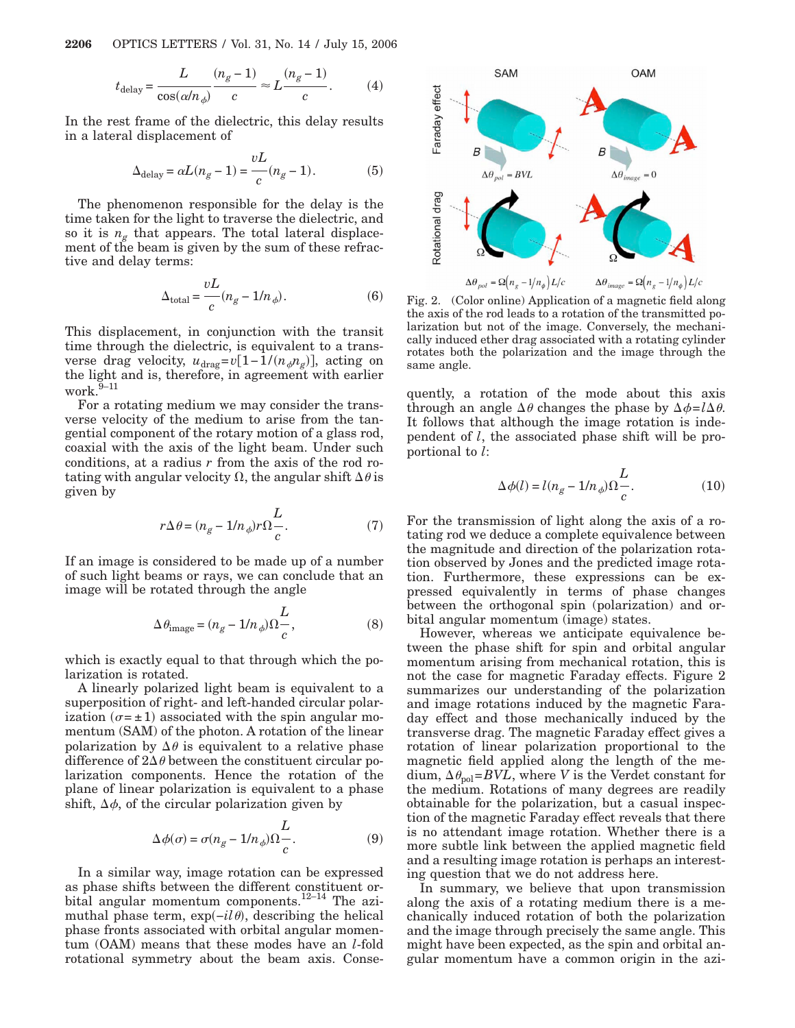$$t_{\text{delay}} = \frac{L}{\cos(\alpha/n_\phi)} \frac{(n_g - 1)}{c} \approx L \frac{(n_g - 1)}{c}. \tag{4}$$

In the rest frame of the dielectric, this delay results in a lateral displacement of

$$\Delta_{\text{delay}} = \alpha L(n_g - 1) = \frac{vL}{c}(n_g - 1). \tag{5}$$

The phenomenon responsible for the delay is the time taken for the light to traverse the dielectric, and so it is $n_g$ that appears. The total lateral displacement of the beam is given by the sum of these refractive and delay terms:

$$\Delta_{\text{total}} = \frac{vL}{c}(n_g - 1/n_\phi). \tag{6}$$

This displacement, in conjunction with the transit time through the dielectric, is equivalent to a transverse drag velocity, $u_{\text{drag}} = v[1 - 1/(n_\phi n_g)]$, acting on the light and is, therefore, in agreement with earlier work.[9–11]

For a rotating medium we may consider the transverse velocity of the medium to arise from the tangential component of the rotary motion of a glass rod, coaxial with the axis of the light beam. Under such conditions, at a radius $r$ from the axis of the rod rotating with angular velocity $\Omega$, the angular shift $\Delta\theta$ is given by

$$r\Delta\theta = (n_g - 1/n_\phi) r\Omega \frac{L}{c}. \tag{7}$$

If an image is considered to be made up of a number of such light beams or rays, we can conclude that an image will be rotated through the angle

$$\Delta\theta_{\text{image}} = (n_g - 1/n_\phi)\Omega \frac{L}{c}, \tag{8}$$

which is exactly equal to that through which the polarization is rotated.

A linearly polarized light beam is equivalent to a superposition of right- and left-handed circular polarization ($\sigma = \pm 1$) associated with the spin angular momentum (SAM) of the photon. A rotation of the linear polarization by $\Delta\theta$ is equivalent to a relative phase difference of $2\Delta\theta$ between the constituent circular polarization components. Hence the rotation of the plane of linear polarization is equivalent to a phase shift, $\Delta\phi$, of the circular polarization given by

$$\Delta\phi(\sigma) = \sigma(n_g - 1/n_\phi)\Omega \frac{L}{c}. \tag{9}$$

In a similar way, image rotation can be expressed as phase shifts between the different constituent orbital angular momentum components.[12–14] The azimuthal phase term, $\exp(-il\theta)$, describing the helical phase fronts associated with orbital angular momentum (OAM) means that these modes have an $l$-fold rotational symmetry about the beam axis. Consequently, a rotation of the mode about this axis through an angle $\Delta\theta$ changes the phase by $\Delta\phi = l\Delta\theta$. It follows that although the image rotation is independent of $l$, the associated phase shift will be proportional to $l$:

$$\Delta\phi(l) = l(n_g - 1/n_\phi)\Omega \frac{L}{c}. \tag{10}$$

Fig. 2. (Color online) Application of a magnetic field along the axis of the rod leads to a rotation of the transmitted polarization but not of the image. Conversely, the mechanically induced ether drag associated with a rotating cylinder rotates both the polarization and the image through the same angle.

For the transmission of light along the axis of a rotating rod we deduce a complete equivalence between the magnitude and direction of the polarization rotation observed by Jones and the predicted image rotation. Furthermore, these expressions can be expressed equivalently in terms of phase changes between the orthogonal spin (polarization) and orbital angular momentum (image) states.

However, whereas we anticipate equivalence between the phase shift for spin and orbital angular momentum arising from mechanical rotation, this is not the case for magnetic Faraday effects. Figure 2 summarizes our understanding of the polarization and image rotations induced by the magnetic Faraday effect and those mechanically induced by the transverse drag. The magnetic Faraday effect gives a rotation of linear polarization proportional to the magnetic field applied along the length of the medium, $\Delta\theta_{\text{pol}} = BVL$, where $V$ is the Verdet constant for the medium. Rotations of many degrees are readily obtainable for the polarization, but a casual inspection of the magnetic Faraday effect reveals that there is no attendant image rotation. Whether there is a more subtle link between the applied magnetic field and a resulting image rotation is perhaps an interesting question that we do not address here.

In summary, we believe that upon transmission along the axis of a rotating medium there is a mechanically induced rotation of both the polarization and the image through precisely the same angle. This might have been expected, as the spin and orbital angular momentum have a common origin in the azi-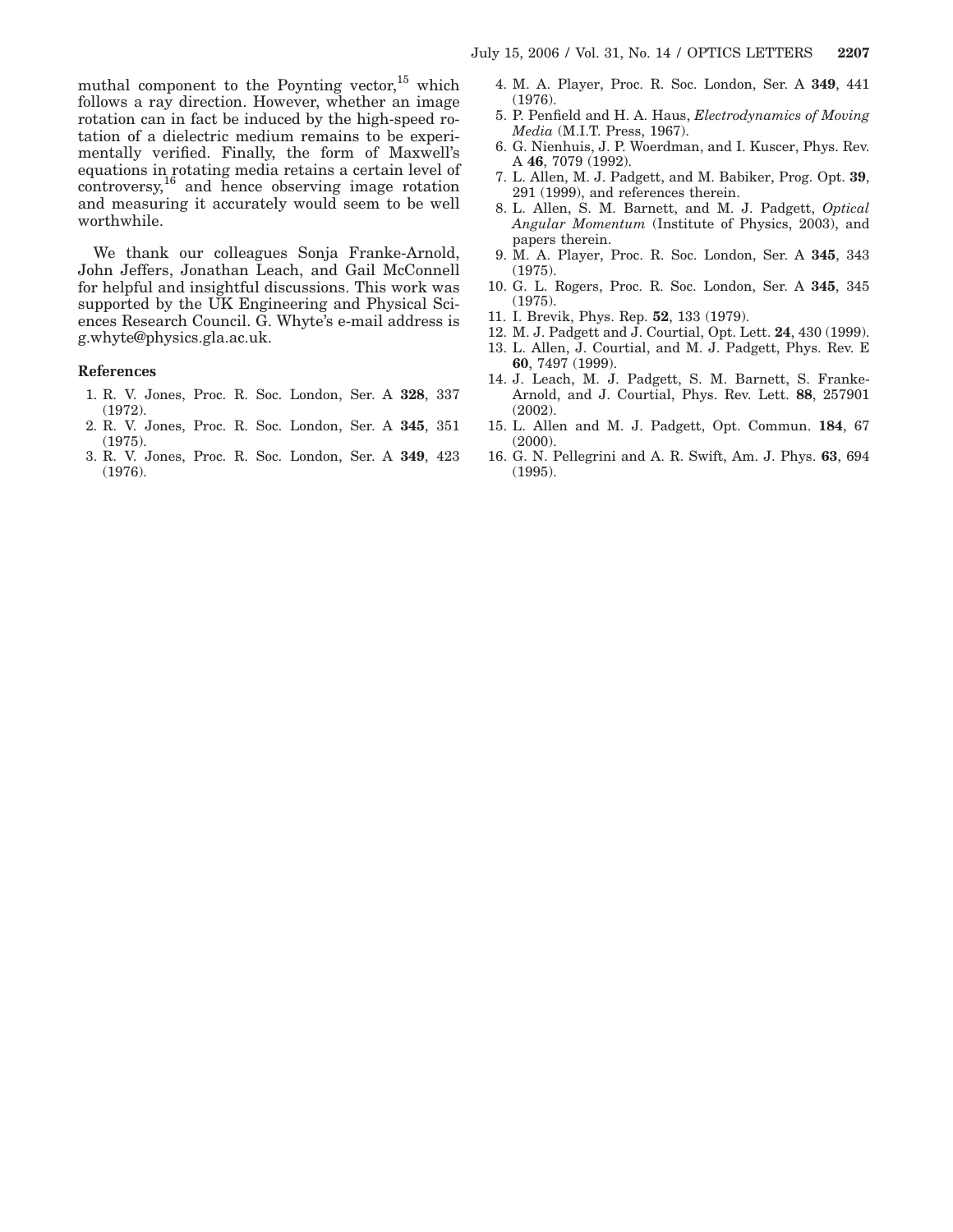muthal component to the Poynting vector,[15] which follows a ray direction. However, whether an image rotation can in fact be induced by the high-speed rotation of a dielectric medium remains to be experimentally verified. Finally, the form of Maxwell's equations in rotating media retains a certain level of controversy,[16] and hence observing image rotation and measuring it accurately would seem to be well worthwhile.

We thank our colleagues Sonja Franke-Arnold, John Jeffers, Jonathan Leach, and Gail McConnell for helpful and insightful discussions. This work was supported by the UK Engineering and Physical Sciences Research Council. G. Whyte's e-mail address is g.whyte@physics.gla.ac.uk.

### References

1. R. V. Jones, Proc. R. Soc. London, Ser. A **328**, 337 (1972).
2. R. V. Jones, Proc. R. Soc. London, Ser. A **345**, 351 (1975).
3. R. V. Jones, Proc. R. Soc. London, Ser. A **349**, 423 (1976).
4. M. A. Player, Proc. R. Soc. London, Ser. A **349**, 441 (1976).
5. P. Penfield and H. A. Haus, *Electrodynamics of Moving Media* (M.I.T. Press, 1967).
6. G. Nienhuis, J. P. Woerdman, and I. Kuscer, Phys. Rev. A **46**, 7079 (1992).
7. L. Allen, M. J. Padgett, and M. Babiker, Prog. Opt. **39**, 291 (1999), and references therein.
8. L. Allen, S. M. Barnett, and M. J. Padgett, *Optical Angular Momentum* (Institute of Physics, 2003), and papers therein.
9. M. A. Player, Proc. R. Soc. London, Ser. A **345**, 343 (1975).
10. G. L. Rogers, Proc. R. Soc. London, Ser. A **345**, 345 (1975).
11. I. Brevik, Phys. Rep. **52**, 133 (1979).
12. M. J. Padgett and J. Courtial, Opt. Lett. **24**, 430 (1999).
13. L. Allen, J. Courtial, and M. J. Padgett, Phys. Rev. E **60**, 7497 (1999).
14. J. Leach, M. J. Padgett, S. M. Barnett, S. Franke-Arnold, and J. Courtial, Phys. Rev. Lett. **88**, 257901 (2002).
15. L. Allen and M. J. Padgett, Opt. Commun. **184**, 67 (2000).
16. G. N. Pellegrini and A. R. Swift, Am. J. Phys. **63**, 694 (1995).